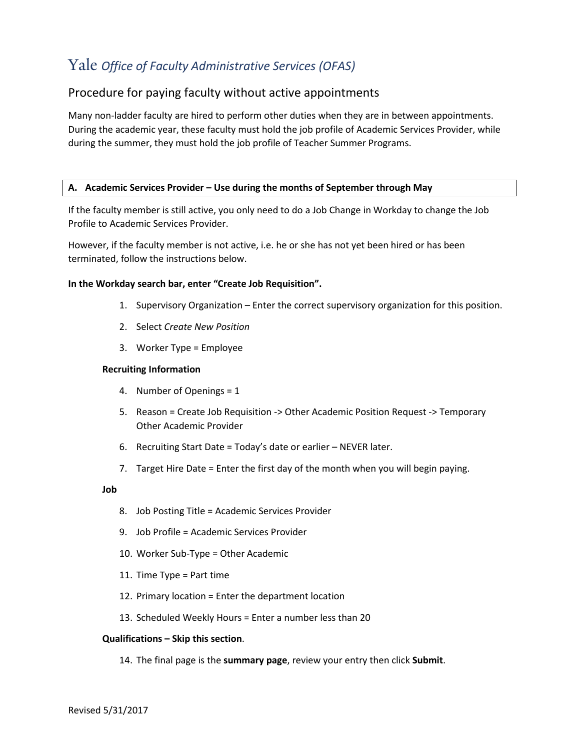# Yale *Office of Faculty Administrative Services (OFAS)*

## Procedure for paying faculty without active appointments

Many non-ladder faculty are hired to perform other duties when they are in between appointments. During the academic year, these faculty must hold the job profile of Academic Services Provider, while during the summer, they must hold the job profile of Teacher Summer Programs.

### A. Academic Services Provider – Use during the months of September through May

If the faculty member is still active, you only need to do a Job Change in Workday to change the Job Profile to Academic Services Provider.

However, if the faculty member is not active, i.e. he or she has not yet been hired or has been terminated, follow the instructions below.

**In the Workday search bar, enter "Create Job Requisition".**

1. Supervisory Organization – Enter the correct supervisory organization for this position.
2. Select *Create New Position*
3. Worker Type = Employee

**Recruiting Information**

4. Number of Openings = 1
5. Reason = Create Job Requisition -> Other Academic Position Request -> Temporary Other Academic Provider
6. Recruiting Start Date = Today's date or earlier – NEVER later.
7. Target Hire Date = Enter the first day of the month when you will begin paying.

**Job**

8. Job Posting Title = Academic Services Provider
9. Job Profile = Academic Services Provider
10. Worker Sub-Type = Other Academic
11. Time Type = Part time
12. Primary location = Enter the department location
13. Scheduled Weekly Hours = Enter a number less than 20

**Qualifications – Skip this section**.

14. The final page is the **summary page**, review your entry then click **Submit**.

Revised 5/31/2017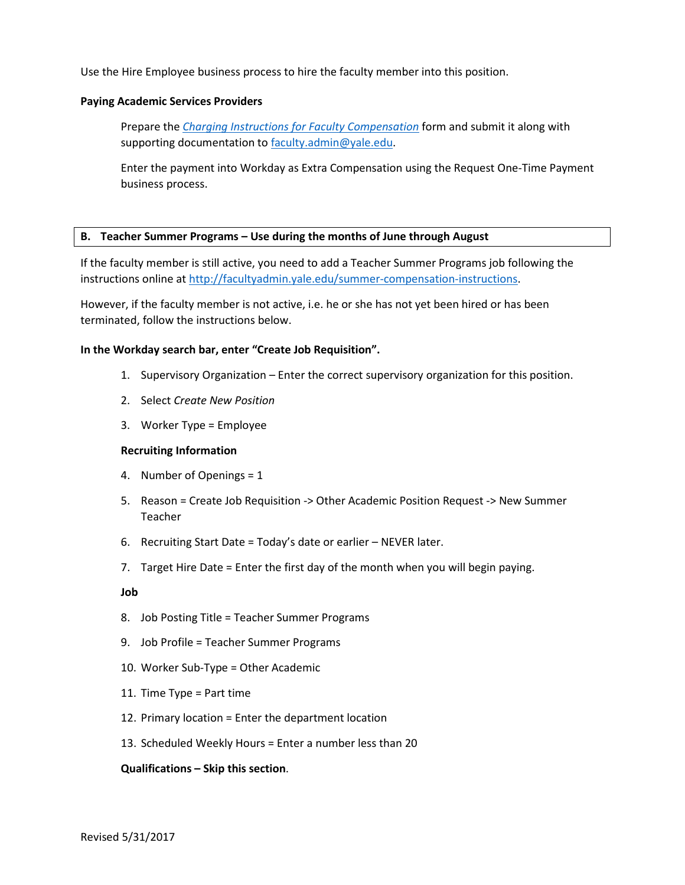Use the Hire Employee business process to hire the faculty member into this position.

**Paying Academic Services Providers**

Prepare the [*Charging Instructions for Faculty Compensation*]() form and submit it along with supporting documentation to [faculty.admin@yale.edu](mailto:faculty.admin@yale.edu).

Enter the payment into Workday as Extra Compensation using the Request One-Time Payment business process.

## B. Teacher Summer Programs – Use during the months of June through August

If the faculty member is still active, you need to add a Teacher Summer Programs job following the instructions online at [http://facultyadmin.yale.edu/summer-compensation-instructions](http://facultyadmin.yale.edu/summer-compensation-instructions).

However, if the faculty member is not active, i.e. he or she has not yet been hired or has been terminated, follow the instructions below.

**In the Workday search bar, enter "Create Job Requisition".**

1. Supervisory Organization – Enter the correct supervisory organization for this position.
2. Select *Create New Position*
3. Worker Type = Employee

**Recruiting Information**

4. Number of Openings = 1
5. Reason = Create Job Requisition -> Other Academic Position Request -> New Summer Teacher
6. Recruiting Start Date = Today's date or earlier – NEVER later.
7. Target Hire Date = Enter the first day of the month when you will begin paying.

**Job**

8. Job Posting Title = Teacher Summer Programs
9. Job Profile = Teacher Summer Programs
10. Worker Sub-Type = Other Academic
11. Time Type = Part time
12. Primary location = Enter the department location
13. Scheduled Weekly Hours = Enter a number less than 20

**Qualifications – Skip this section**.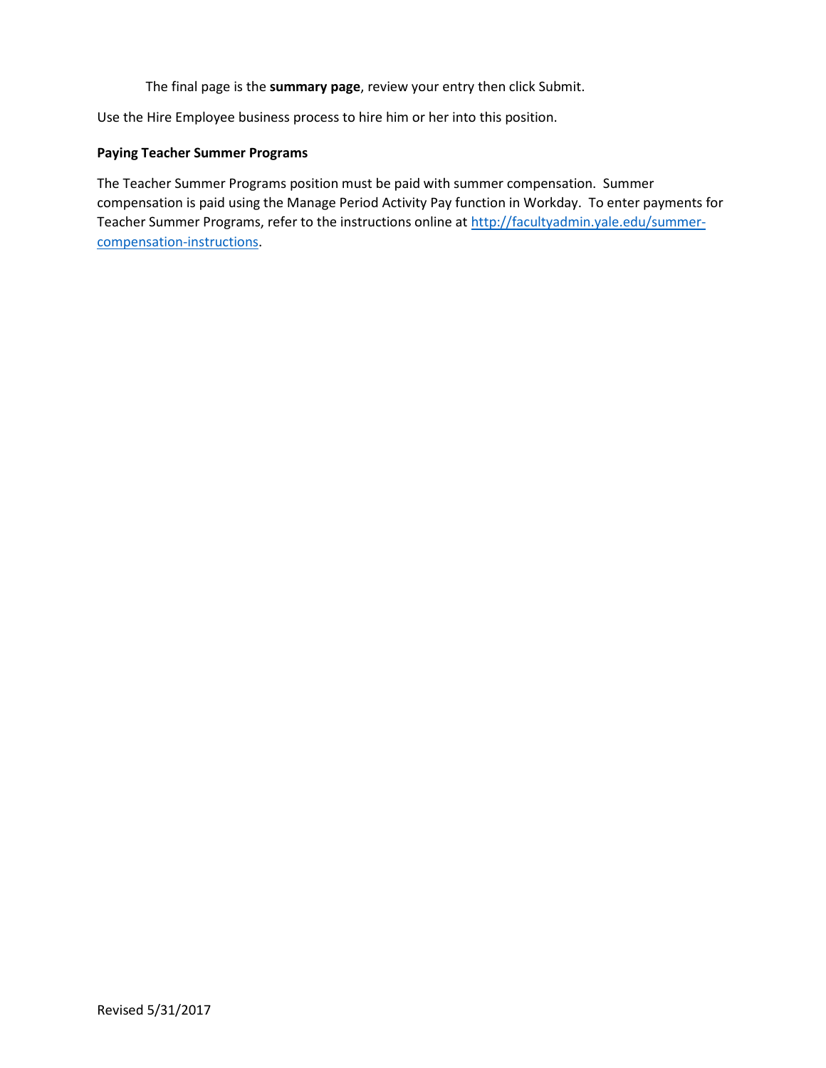The final page is the **summary page**, review your entry then click Submit.

Use the Hire Employee business process to hire him or her into this position.

**Paying Teacher Summer Programs**

The Teacher Summer Programs position must be paid with summer compensation. Summer compensation is paid using the Manage Period Activity Pay function in Workday. To enter payments for Teacher Summer Programs, refer to the instructions online at [http://facultyadmin.yale.edu/summer-compensation-instructions](http://facultyadmin.yale.edu/summer-compensation-instructions).

Revised 5/31/2017